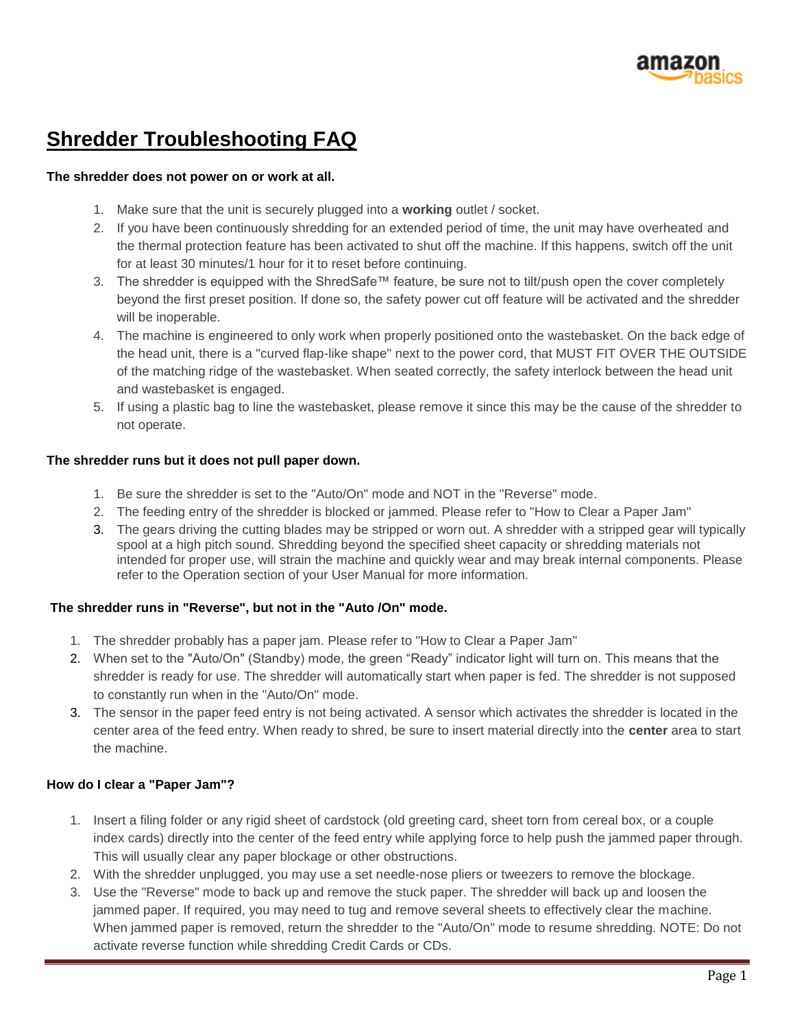# Shredder Troubleshooting FAQ

**The shredder does not power on or work at all.**

1. Make sure that the unit is securely plugged into a **working** outlet / socket.
2. If you have been continuously shredding for an extended period of time, the unit may have overheated and the thermal protection feature has been activated to shut off the machine. If this happens, switch off the unit for at least 30 minutes/1 hour for it to reset before continuing.
3. The shredder is equipped with the ShredSafe™ feature, be sure not to tilt/push open the cover completely beyond the first preset position. If done so, the safety power cut off feature will be activated and the shredder will be inoperable.
4. The machine is engineered to only work when properly positioned onto the wastebasket. On the back edge of the head unit, there is a "curved flap-like shape" next to the power cord, that MUST FIT OVER THE OUTSIDE of the matching ridge of the wastebasket. When seated correctly, the safety interlock between the head unit and wastebasket is engaged.
5. If using a plastic bag to line the wastebasket, please remove it since this may be the cause of the shredder to not operate.

**The shredder runs but it does not pull paper down.**

1. Be sure the shredder is set to the "Auto/On" mode and NOT in the "Reverse" mode.
2. The feeding entry of the shredder is blocked or jammed. Please refer to "How to Clear a Paper Jam"
3. The gears driving the cutting blades may be stripped or worn out. A shredder with a stripped gear will typically spool at a high pitch sound. Shredding beyond the specified sheet capacity or shredding materials not intended for proper use, will strain the machine and quickly wear and may break internal components. Please refer to the Operation section of your User Manual for more information.

**The shredder runs in "Reverse", but not in the "Auto /On" mode.**

1. The shredder probably has a paper jam. Please refer to "How to Clear a Paper Jam"
2. When set to the "Auto/On" (Standby) mode, the green "Ready" indicator light will turn on. This means that the shredder is ready for use. The shredder will automatically start when paper is fed. The shredder is not supposed to constantly run when in the "Auto/On" mode.
3. The sensor in the paper feed entry is not being activated. A sensor which activates the shredder is located in the center area of the feed entry. When ready to shred, be sure to insert material directly into the **center** area to start the machine.

**How do I clear a "Paper Jam"?**

1. Insert a filing folder or any rigid sheet of cardstock (old greeting card, sheet torn from cereal box, or a couple index cards) directly into the center of the feed entry while applying force to help push the jammed paper through. This will usually clear any paper blockage or other obstructions.
2. With the shredder unplugged, you may use a set needle-nose pliers or tweezers to remove the blockage.
3. Use the "Reverse" mode to back up and remove the stuck paper. The shredder will back up and loosen the jammed paper. If required, you may need to tug and remove several sheets to effectively clear the machine. When jammed paper is removed, return the shredder to the "Auto/On" mode to resume shredding. NOTE: Do not activate reverse function while shredding Credit Cards or CDs.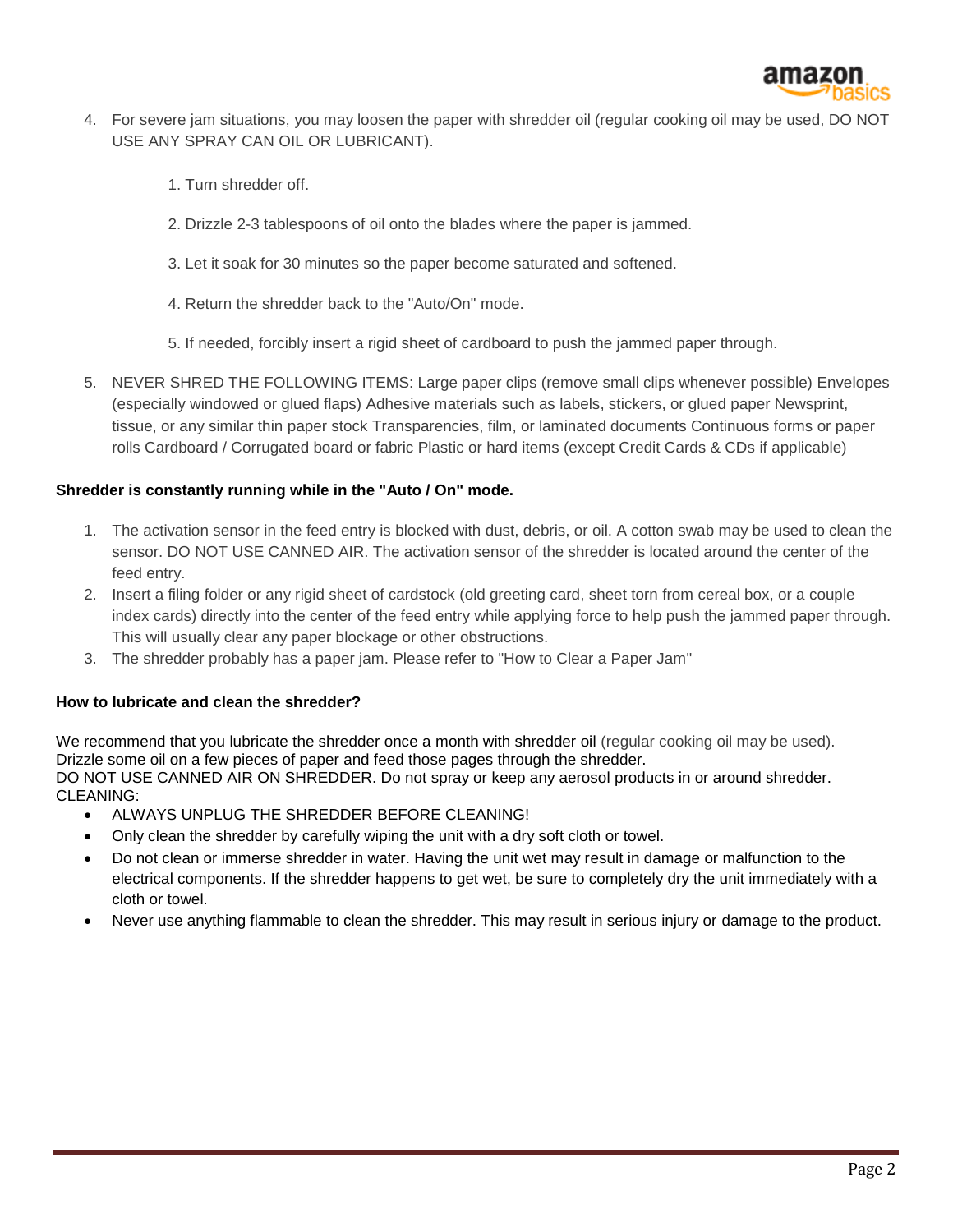4. For severe jam situations, you may loosen the paper with shredder oil (regular cooking oil may be used, DO NOT USE ANY SPRAY CAN OIL OR LUBRICANT).

    1. Turn shredder off.

    2. Drizzle 2-3 tablespoons of oil onto the blades where the paper is jammed.

    3. Let it soak for 30 minutes so the paper become saturated and softened.

    4. Return the shredder back to the "Auto/On" mode.

    5. If needed, forcibly insert a rigid sheet of cardboard to push the jammed paper through.

5. NEVER SHRED THE FOLLOWING ITEMS: Large paper clips (remove small clips whenever possible) Envelopes (especially windowed or glued flaps) Adhesive materials such as labels, stickers, or glued paper Newsprint, tissue, or any similar thin paper stock Transparencies, film, or laminated documents Continuous forms or paper rolls Cardboard / Corrugated board or fabric Plastic or hard items (except Credit Cards & CDs if applicable)

**Shredder is constantly running while in the "Auto / On" mode.**

1. The activation sensor in the feed entry is blocked with dust, debris, or oil. A cotton swab may be used to clean the sensor. DO NOT USE CANNED AIR. The activation sensor of the shredder is located around the center of the feed entry.
2. Insert a filing folder or any rigid sheet of cardstock (old greeting card, sheet torn from cereal box, or a couple index cards) directly into the center of the feed entry while applying force to help push the jammed paper through. This will usually clear any paper blockage or other obstructions.
3. The shredder probably has a paper jam. Please refer to "How to Clear a Paper Jam"

**How to lubricate and clean the shredder?**

We recommend that you lubricate the shredder once a month with shredder oil (regular cooking oil may be used).
Drizzle some oil on a few pieces of paper and feed those pages through the shredder.
DO NOT USE CANNED AIR ON SHREDDER. Do not spray or keep any aerosol products in or around shredder.
CLEANING:

- ALWAYS UNPLUG THE SHREDDER BEFORE CLEANING!
- Only clean the shredder by carefully wiping the unit with a dry soft cloth or towel.
- Do not clean or immerse shredder in water. Having the unit wet may result in damage or malfunction to the electrical components. If the shredder happens to get wet, be sure to completely dry the unit immediately with a cloth or towel.
- Never use anything flammable to clean the shredder. This may result in serious injury or damage to the product.